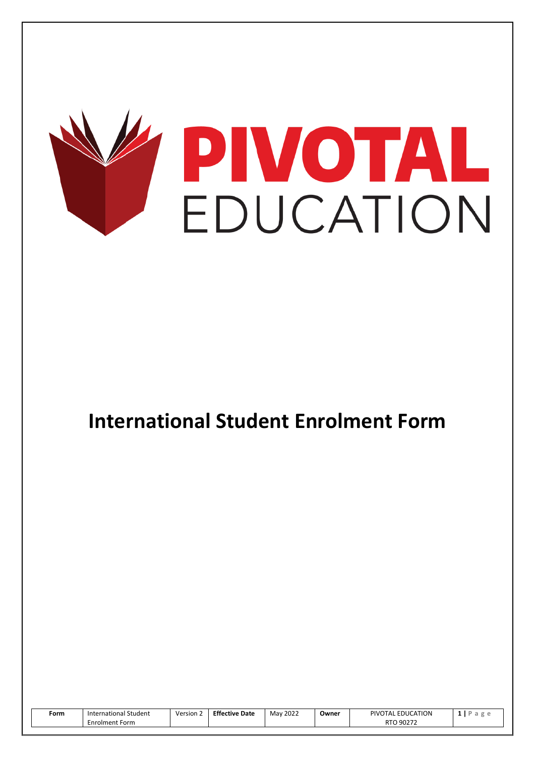# PIVOTAL EDUCATION

# International Student Enrolment Form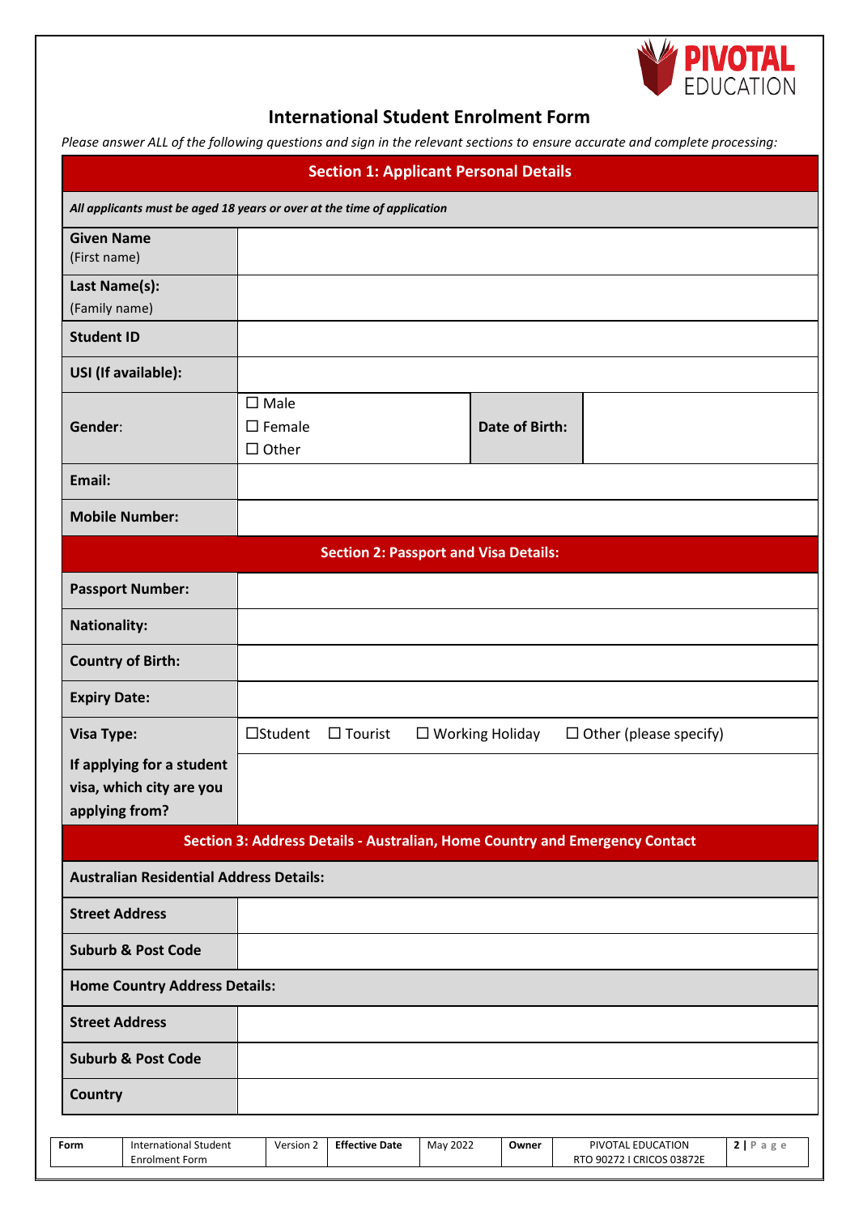# International Student Enrolment Form

*Please answer ALL of the following questions and sign in the relevant sections to ensure accurate and complete processing:*

| Section 1: Applicant Personal Details | | | |
|---|---|---|---|
| *All applicants must be aged 18 years or over at the time of application* | | | |
| **Given Name** (First name) | | | |
| **Last Name(s):** (Family name) | | | |
| **Student ID** | | | |
| **USI (If available):** | | | |
| **Gender**: | ☐ Male ☐ Female ☐ Other | **Date of Birth:** | |
| **Email:** | | | |
| **Mobile Number:** | | | |

| Section 2: Passport and Visa Details: | |
|---|---|
| **Passport Number:** | |
| **Nationality:** | |
| **Country of Birth:** | |
| **Expiry Date:** | |
| **Visa Type:** | ☐Student ☐ Tourist ☐ Working Holiday ☐ Other (please specify) |
| **If applying for a student visa, which city are you applying from?** | |

| Section 3: Address Details - Australian, Home Country and Emergency Contact | |
|---|---|
| **Australian Residential Address Details:** | |
| **Street Address** | |
| **Suburb & Post Code** | |
| **Home Country Address Details:** | |
| **Street Address** | |
| **Suburb & Post Code** | |
| **Country** | |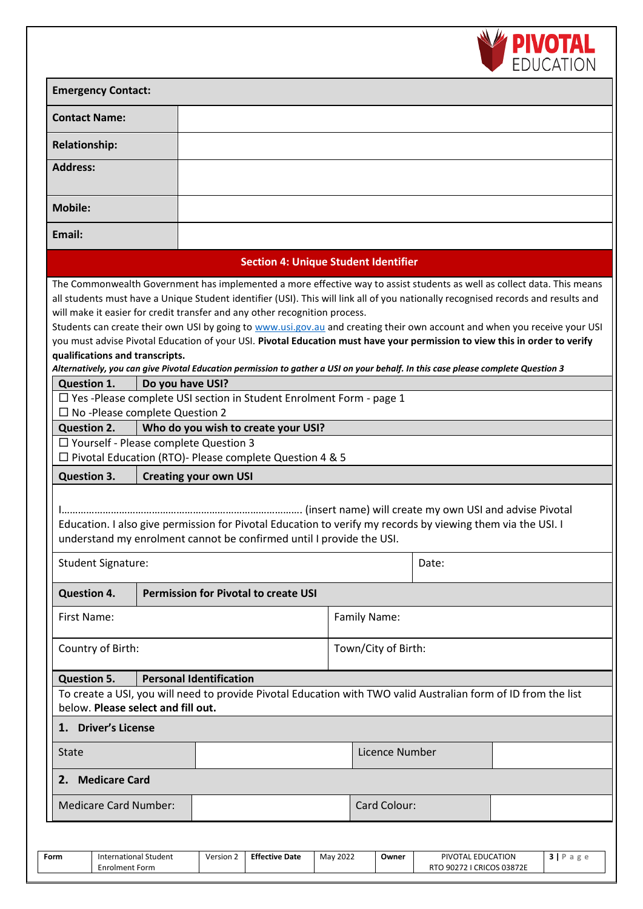| **Emergency Contact:** | |
|---|---|
| **Contact Name:** | |
| **Relationship:** | |
| **Address:** | |
| **Mobile:** | |
| **Email:** | |

## Section 4: Unique Student Identifier

The Commonwealth Government has implemented a more effective way to assist students as well as collect data. This means all students must have a Unique Student identifier (USI). This will link all of you nationally recognised records and results and will make it easier for credit transfer and any other recognition process.

Students can create their own USI by going to www.usi.gov.au and creating their own account and when you receive your USI you must advise Pivotal Education of your USI. **Pivotal Education must have your permission to view this in order to verify qualifications and transcripts.**

***Alternatively, you can give Pivotal Education permission to gather a USI on your behalf. In this case please complete Question 3***

| **Question 1.** | **Do you have USI?** |
|---|---|

☐ Yes -Please complete USI section in Student Enrolment Form - page 1
☐ No -Please complete Question 2

| **Question 2.** | **Who do you wish to create your USI?** |
|---|---|

☐ Yourself - Please complete Question 3
☐ Pivotal Education (RTO)- Please complete Question 4 & 5

| **Question 3.** | **Creating your own USI** |
|---|---|

I……………………………………………………………………………. (insert name) will create my own USI and advise Pivotal Education. I also give permission for Pivotal Education to verify my records by viewing them via the USI. I understand my enrolment cannot be confirmed until I provide the USI.

| Student Signature: | Date: |
|---|---|

| **Question 4.** | **Permission for Pivotal to create USI** |
|---|---|
| First Name: | Family Name: |
| Country of Birth: | Town/City of Birth: |

| **Question 5.** | **Personal Identification** |
|---|---|

To create a USI, you will need to provide Pivotal Education with TWO valid Australian form of ID from the list below. **Please select and fill out.**

**1. Driver's License**

| State | | Licence Number | |
|---|---|---|---|

**2. Medicare Card**

| Medicare Card Number: | | Card Colour: | |
|---|---|---|---|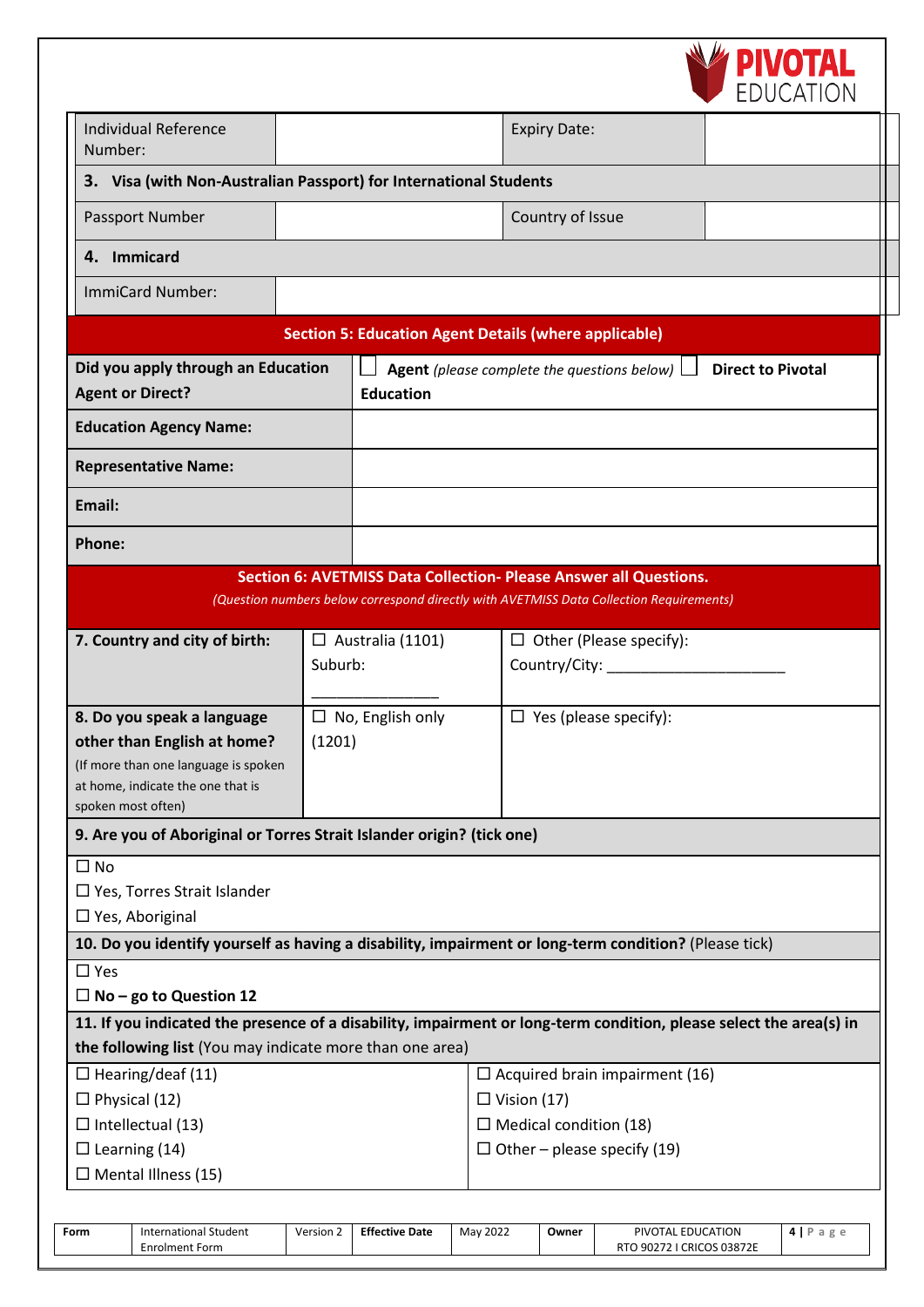| Individual Reference Number: | | Expiry Date: | |
|---|---|---|---|

**3. Visa (with Non-Australian Passport) for International Students**

| Passport Number | | Country of Issue | |
|---|---|---|---|

**4. Immicard**

| ImmiCard Number: | |
|---|---|

## Section 5: Education Agent Details (where applicable)

| Did you apply through an Education Agent or Direct? | ☐ **Agent** *(please complete the questions below)* ☐ **Direct to Pivotal Education** |
|---|---|
| **Education Agency Name:** | |
| **Representative Name:** | |
| **Email:** | |
| **Phone:** | |

## Section 6: AVETMISS Data Collection- Please Answer all Questions.

*(Question numbers below correspond directly with AVETMISS Data Collection Requirements)*

| **7. Country and city of birth:** | ☐ Australia (1101) Suburb: _______________ | ☐ Other (Please specify): Country/City: ______________________ |
|---|---|---|
| **8. Do you speak a language other than English at home?** (If more than one language is spoken at home, indicate the one that is spoken most often) | ☐ No, English only (1201) | ☐ Yes (please specify): |

**9. Are you of Aboriginal or Torres Strait Islander origin? (tick one)**

☐ No
☐ Yes, Torres Strait Islander
☐ Yes, Aboriginal

**10. Do you identify yourself as having a disability, impairment or long-term condition?** (Please tick)

☐ Yes
☐ **No – go to Question 12**

**11. If you indicated the presence of a disability, impairment or long-term condition, please select the area(s) in the following list** (You may indicate more than one area)

| | |
|---|---|
| ☐ Hearing/deaf (11) | ☐ Acquired brain impairment (16) |
| ☐ Physical (12) | ☐ Vision (17) |
| ☐ Intellectual (13) | ☐ Medical condition (18) |
| ☐ Learning (14) | ☐ Other – please specify (19) |
| ☐ Mental Illness (15) | |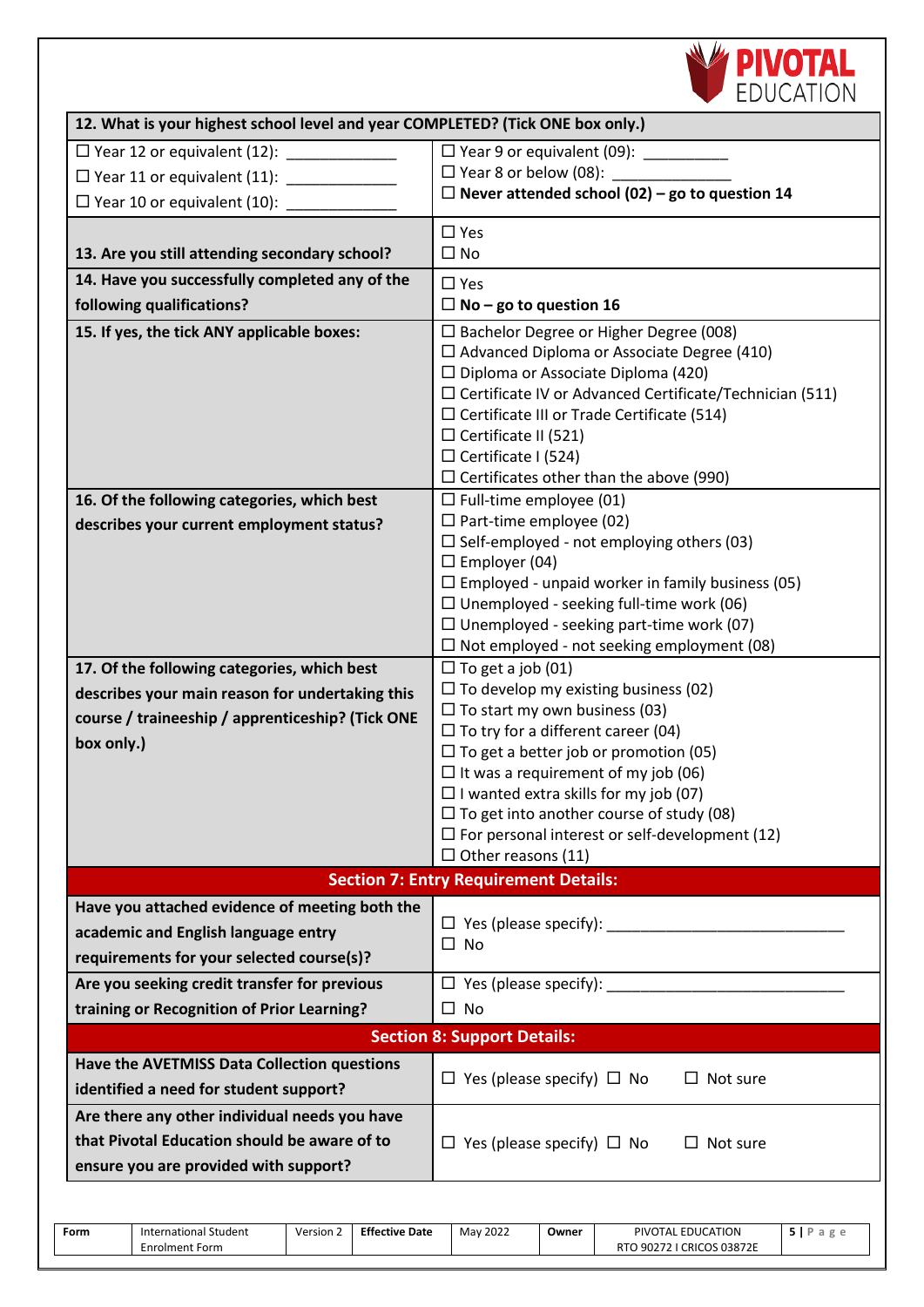| 12. What is your highest school level and year COMPLETED? (Tick ONE box only.) | |
|---|---|
| ☐ Year 12 or equivalent (12): _____________<br>☐ Year 11 or equivalent (11): _____________<br>☐ Year 10 or equivalent (10): _____________ | ☐ Year 9 or equivalent (09): __________<br>☐ Year 8 or below (08): ______________<br>☐ **Never attended school (02) – go to question 14** |
| **13. Are you still attending secondary school?** | ☐ Yes<br>☐ No |
| **14. Have you successfully completed any of the following qualifications?** | ☐ Yes<br>☐ **No – go to question 16** |
| **15. If yes, the tick ANY applicable boxes:** | ☐ Bachelor Degree or Higher Degree (008)<br>☐ Advanced Diploma or Associate Degree (410)<br>☐ Diploma or Associate Diploma (420)<br>☐ Certificate IV or Advanced Certificate/Technician (511)<br>☐ Certificate III or Trade Certificate (514)<br>☐ Certificate II (521)<br>☐ Certificate I (524)<br>☐ Certificates other than the above (990) |
| **16. Of the following categories, which best describes your current employment status?** | ☐ Full-time employee (01)<br>☐ Part-time employee (02)<br>☐ Self-employed - not employing others (03)<br>☐ Employer (04)<br>☐ Employed - unpaid worker in family business (05)<br>☐ Unemployed - seeking full-time work (06)<br>☐ Unemployed - seeking part-time work (07)<br>☐ Not employed - not seeking employment (08) |
| **17. Of the following categories, which best describes your main reason for undertaking this course / traineeship / apprenticeship? (Tick ONE box only.)** | ☐ To get a job (01)<br>☐ To develop my existing business (02)<br>☐ To start my own business (03)<br>☐ To try for a different career (04)<br>☐ To get a better job or promotion (05)<br>☐ It was a requirement of my job (06)<br>☐ I wanted extra skills for my job (07)<br>☐ To get into another course of study (08)<br>☐ For personal interest or self-development (12)<br>☐ Other reasons (11) |

## Section 7: Entry Requirement Details:

| | |
|---|---|
| **Have you attached evidence of meeting both the academic and English language entry requirements for your selected course(s)?** | ☐ Yes (please specify): ____________________________<br>☐ No |
| **Are you seeking credit transfer for previous training or Recognition of Prior Learning?** | ☐ Yes (please specify): ____________________________<br>☐ No |

## Section 8: Support Details:

| | |
|---|---|
| **Have the AVETMISS Data Collection questions identified a need for student support?** | ☐ Yes (please specify) ☐ No ☐ Not sure |
| **Are there any other individual needs you have that Pivotal Education should be aware of to ensure you are provided with support?** | ☐ Yes (please specify) ☐ No ☐ Not sure |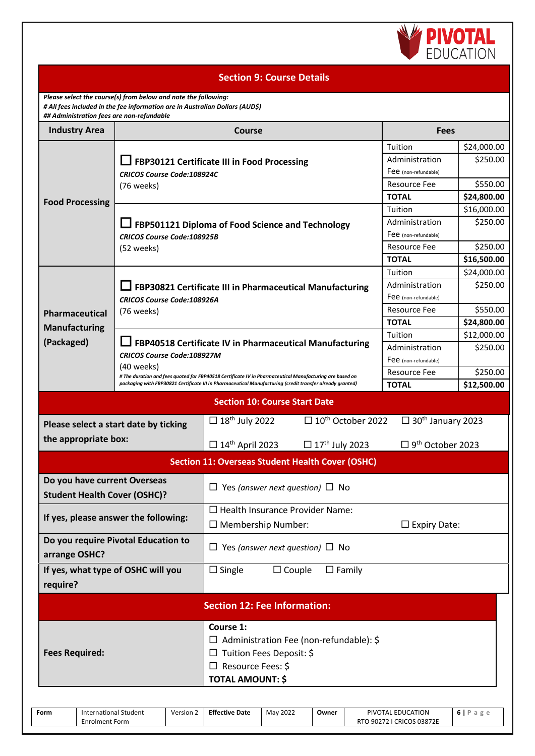## Section 9: Course Details

***Please select the course(s) from below and note the following:***
***# All fees included in the fee information are in Australian Dollars (AUD$)***
***## Administration fees are non-refundable***

| Industry Area | Course | Fees | |
|---|---|---|---|
| **Food Processing** | ☐ **FBP30121 Certificate III in Food Processing**<br>***CRICOS Course Code:108924C***<br>(76 weeks) | Tuition | $24,000.00 |
| | | Administration Fee (non-refundable) | $250.00 |
| | | Resource Fee | $550.00 |
| | | **TOTAL** | **$24,800.00** |
| | ☐ **FBP501121 Diploma of Food Science and Technology**<br>***CRICOS Course Code:108925B***<br>(52 weeks) | Tuition | $16,000.00 |
| | | Administration Fee (non-refundable) | $250.00 |
| | | Resource Fee | $250.00 |
| | | **TOTAL** | **$16,500.00** |
| **Pharmaceutical Manufacturing (Packaged)** | ☐ **FBP30821 Certificate III in Pharmaceutical Manufacturing**<br>***CRICOS Course Code:108926A***<br>(76 weeks) | Tuition | $24,000.00 |
| | | Administration Fee (non-refundable) | $250.00 |
| | | Resource Fee | $550.00 |
| | | **TOTAL** | **$24,800.00** |
| | ☐ **FBP40518 Certificate IV in Pharmaceutical Manufacturing**<br>***CRICOS Course Code:108927M***<br>(40 weeks)<br>***# The duration and fees quoted for FBP40518 Certificate IV in Pharmaceutical Manufacturing are based on packaging with FBP30821 Certificate III in Pharmaceutical Manufacturing (credit transfer already granted)*** | Tuition | $12,000.00 |
| | | Administration Fee (non-refundable) | $250.00 |
| | | Resource Fee | $250.00 |
| | | **TOTAL** | **$12,500.00** |

## Section 10: Course Start Date

| **Please select a start date by ticking the appropriate box:** | ☐ 18th July 2022 | ☐ 10th October 2022 | ☐ 30th January 2023 |
|---|---|---|---|
| | ☐ 14th April 2023 | ☐ 17th July 2023 | ☐ 9th October 2023 |

## Section 11: Overseas Student Health Cover (OSHC)

| | |
|---|---|
| **Do you have current Overseas Student Health Cover (OSHC)?** | ☐ Yes *(answer next question)* ☐ No |
| **If yes, please answer the following:** | ☐ Health Insurance Provider Name:<br>☐ Membership Number: ☐ Expiry Date: |
| **Do you require Pivotal Education to arrange OSHC?** | ☐ Yes *(answer next question)* ☐ No |
| **If yes, what type of OSHC will you require?** | ☐ Single ☐ Couple ☐ Family |

## Section 12: Fee Information:

| | |
|---|---|
| **Fees Required:** | **Course 1:**<br>☐ Administration Fee (non-refundable): $<br>☐ Tuition Fees Deposit: $<br>☐ Resource Fees: $<br>**TOTAL AMOUNT: $** |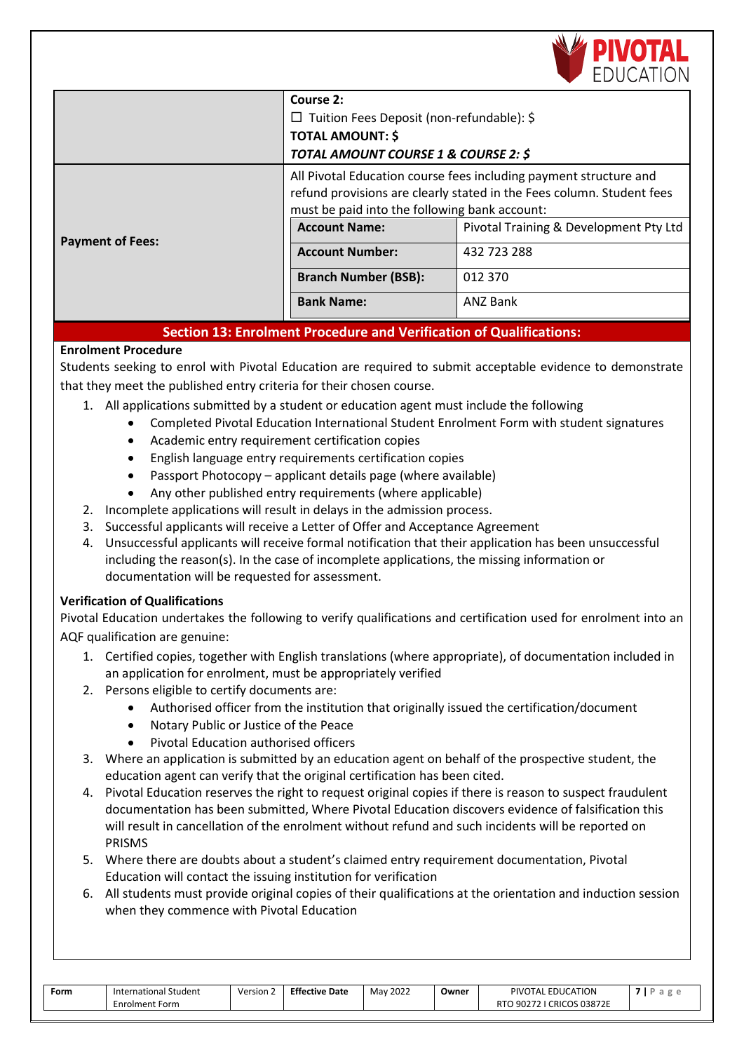| | |
|---|---|
| | **Course 2:**<br>☐ Tuition Fees Deposit (non-refundable): $<br>**TOTAL AMOUNT: $**<br>***TOTAL AMOUNT COURSE 1 & COURSE 2: $*** |
| **Payment of Fees:** | All Pivotal Education course fees including payment structure and refund provisions are clearly stated in the Fees column. Student fees must be paid into the following bank account:<br>**Account Name:** Pivotal Training & Development Pty Ltd<br>**Account Number:** 432 723 288<br>**Branch Number (BSB):** 012 370<br>**Bank Name:** ANZ Bank |

## Section 13: Enrolment Procedure and Verification of Qualifications:

**Enrolment Procedure**

Students seeking to enrol with Pivotal Education are required to submit acceptable evidence to demonstrate that they meet the published entry criteria for their chosen course.

1. All applications submitted by a student or education agent must include the following
   - Completed Pivotal Education International Student Enrolment Form with student signatures
   - Academic entry requirement certification copies
   - English language entry requirements certification copies
   - Passport Photocopy – applicant details page (where available)
   - Any other published entry requirements (where applicable)
2. Incomplete applications will result in delays in the admission process.
3. Successful applicants will receive a Letter of Offer and Acceptance Agreement
4. Unsuccessful applicants will receive formal notification that their application has been unsuccessful including the reason(s). In the case of incomplete applications, the missing information or documentation will be requested for assessment.

**Verification of Qualifications**

Pivotal Education undertakes the following to verify qualifications and certification used for enrolment into an AQF qualification are genuine:

1. Certified copies, together with English translations (where appropriate), of documentation included in an application for enrolment, must be appropriately verified
2. Persons eligible to certify documents are:
   - Authorised officer from the institution that originally issued the certification/document
   - Notary Public or Justice of the Peace
   - Pivotal Education authorised officers
3. Where an application is submitted by an education agent on behalf of the prospective student, the education agent can verify that the original certification has been cited.
4. Pivotal Education reserves the right to request original copies if there is reason to suspect fraudulent documentation has been submitted, Where Pivotal Education discovers evidence of falsification this will result in cancellation of the enrolment without refund and such incidents will be reported on PRISMS
5. Where there are doubts about a student's claimed entry requirement documentation, Pivotal Education will contact the issuing institution for verification
6. All students must provide original copies of their qualifications at the orientation and induction session when they commence with Pivotal Education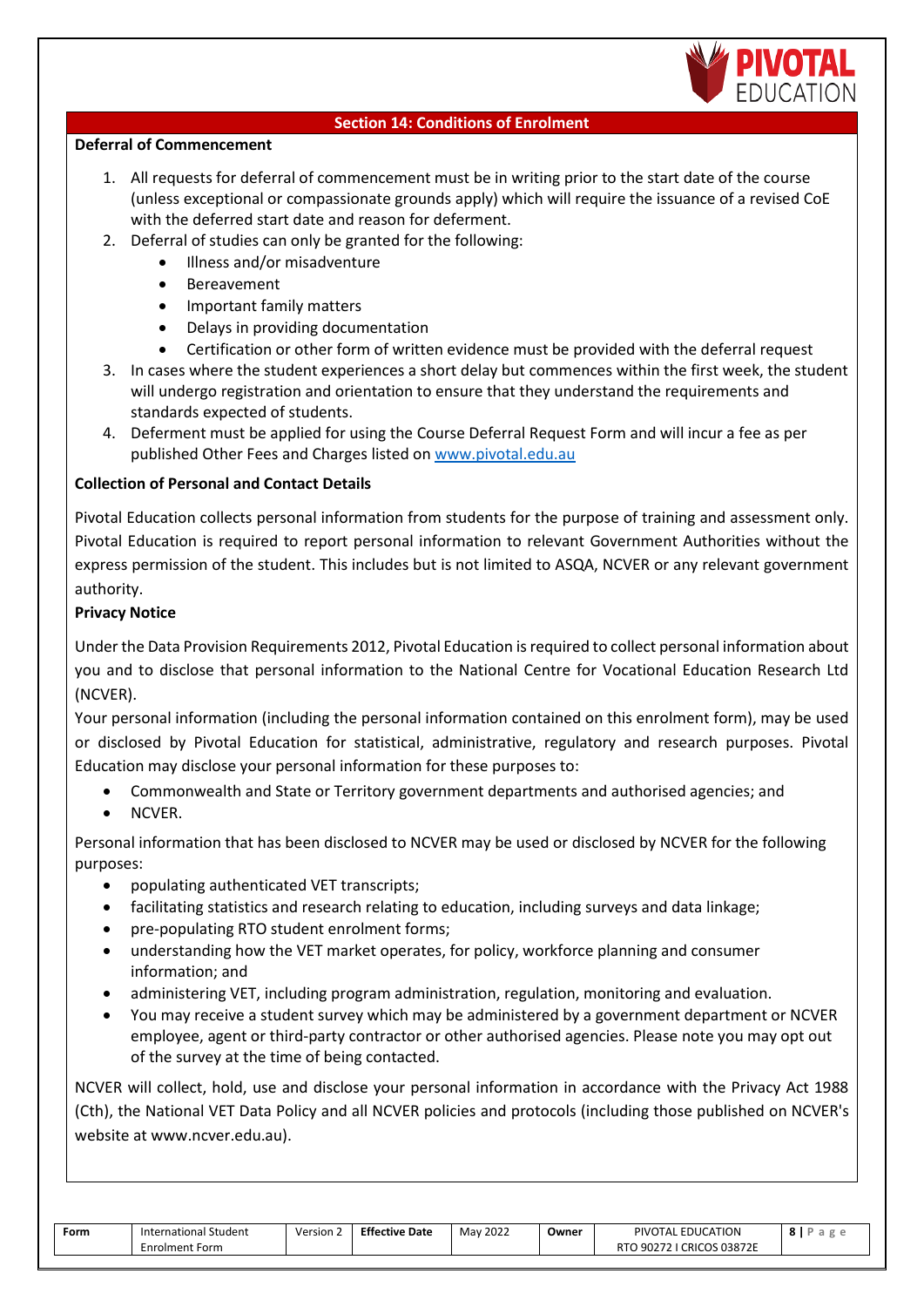## Section 14: Conditions of Enrolment

**Deferral of Commencement**

1. All requests for deferral of commencement must be in writing prior to the start date of the course (unless exceptional or compassionate grounds apply) which will require the issuance of a revised CoE with the deferred start date and reason for deferment.
2. Deferral of studies can only be granted for the following:
   - Illness and/or misadventure
   - Bereavement
   - Important family matters
   - Delays in providing documentation
   - Certification or other form of written evidence must be provided with the deferral request
3. In cases where the student experiences a short delay but commences within the first week, the student will undergo registration and orientation to ensure that they understand the requirements and standards expected of students.
4. Deferment must be applied for using the Course Deferral Request Form and will incur a fee as per published Other Fees and Charges listed on www.pivotal.edu.au

**Collection of Personal and Contact Details**

Pivotal Education collects personal information from students for the purpose of training and assessment only. Pivotal Education is required to report personal information to relevant Government Authorities without the express permission of the student. This includes but is not limited to ASQA, NCVER or any relevant government authority.

**Privacy Notice**

Under the Data Provision Requirements 2012, Pivotal Education is required to collect personal information about you and to disclose that personal information to the National Centre for Vocational Education Research Ltd (NCVER).

Your personal information (including the personal information contained on this enrolment form), may be used or disclosed by Pivotal Education for statistical, administrative, regulatory and research purposes. Pivotal Education may disclose your personal information for these purposes to:

- Commonwealth and State or Territory government departments and authorised agencies; and
- NCVER.

Personal information that has been disclosed to NCVER may be used or disclosed by NCVER for the following purposes:

- populating authenticated VET transcripts;
- facilitating statistics and research relating to education, including surveys and data linkage;
- pre-populating RTO student enrolment forms;
- understanding how the VET market operates, for policy, workforce planning and consumer information; and
- administering VET, including program administration, regulation, monitoring and evaluation.
- You may receive a student survey which may be administered by a government department or NCVER employee, agent or third-party contractor or other authorised agencies. Please note you may opt out of the survey at the time of being contacted.

NCVER will collect, hold, use and disclose your personal information in accordance with the Privacy Act 1988 (Cth), the National VET Data Policy and all NCVER policies and protocols (including those published on NCVER's website at www.ncver.edu.au).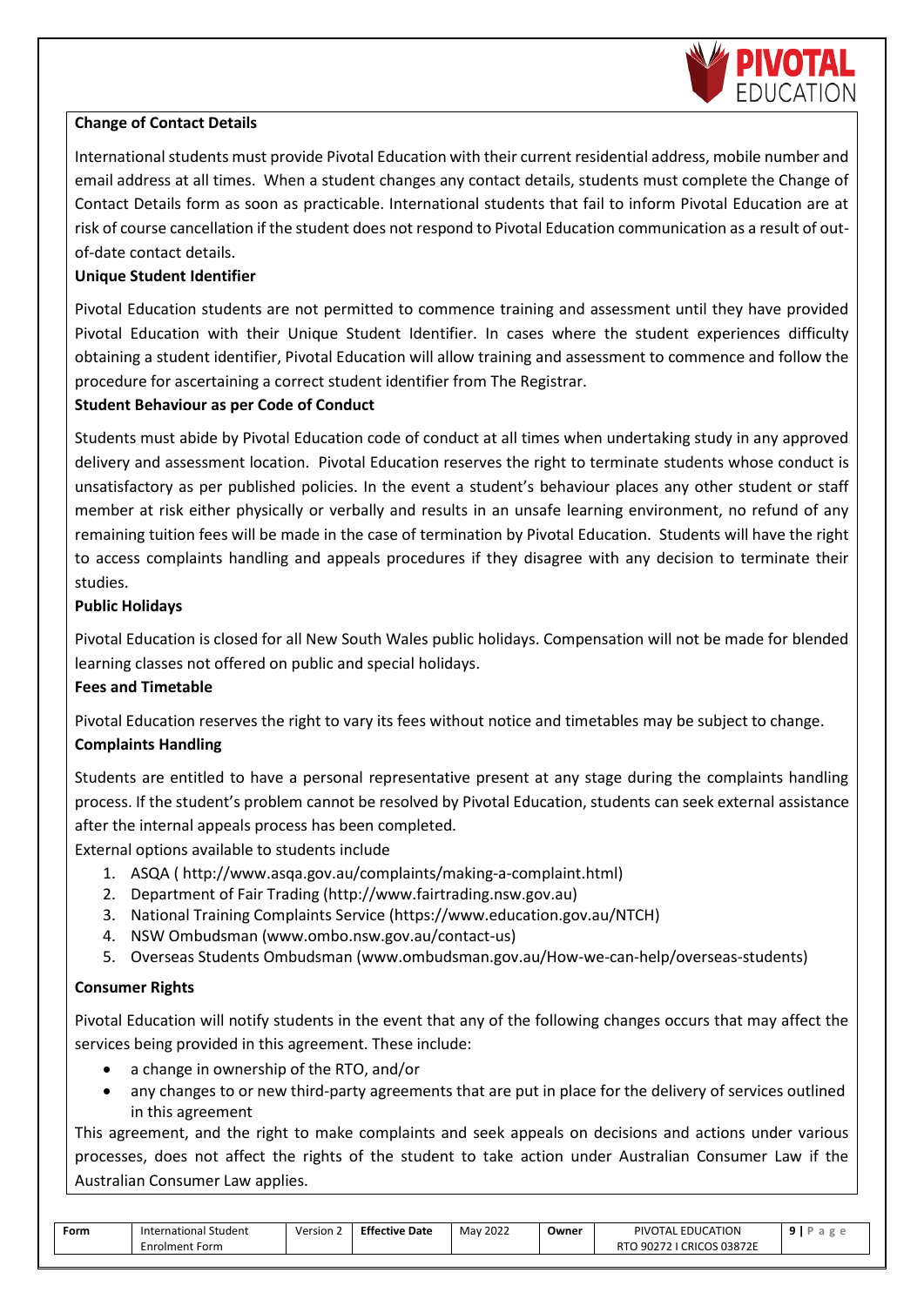**Change of Contact Details**

International students must provide Pivotal Education with their current residential address, mobile number and email address at all times. When a student changes any contact details, students must complete the Change of Contact Details form as soon as practicable. International students that fail to inform Pivotal Education are at risk of course cancellation if the student does not respond to Pivotal Education communication as a result of out-of-date contact details.

**Unique Student Identifier**

Pivotal Education students are not permitted to commence training and assessment until they have provided Pivotal Education with their Unique Student Identifier. In cases where the student experiences difficulty obtaining a student identifier, Pivotal Education will allow training and assessment to commence and follow the procedure for ascertaining a correct student identifier from The Registrar.

**Student Behaviour as per Code of Conduct**

Students must abide by Pivotal Education code of conduct at all times when undertaking study in any approved delivery and assessment location. Pivotal Education reserves the right to terminate students whose conduct is unsatisfactory as per published policies. In the event a student's behaviour places any other student or staff member at risk either physically or verbally and results in an unsafe learning environment, no refund of any remaining tuition fees will be made in the case of termination by Pivotal Education. Students will have the right to access complaints handling and appeals procedures if they disagree with any decision to terminate their studies.

**Public Holidays**

Pivotal Education is closed for all New South Wales public holidays. Compensation will not be made for blended learning classes not offered on public and special holidays.

**Fees and Timetable**

Pivotal Education reserves the right to vary its fees without notice and timetables may be subject to change.

**Complaints Handling**

Students are entitled to have a personal representative present at any stage during the complaints handling process. If the student's problem cannot be resolved by Pivotal Education, students can seek external assistance after the internal appeals process has been completed.

External options available to students include

1. ASQA ( http://www.asqa.gov.au/complaints/making-a-complaint.html)
2. Department of Fair Trading (http://www.fairtrading.nsw.gov.au)
3. National Training Complaints Service (https://www.education.gov.au/NTCH)
4. NSW Ombudsman (www.ombo.nsw.gov.au/contact-us)
5. Overseas Students Ombudsman (www.ombudsman.gov.au/How-we-can-help/overseas-students)

**Consumer Rights**

Pivotal Education will notify students in the event that any of the following changes occurs that may affect the services being provided in this agreement. These include:

- a change in ownership of the RTO, and/or
- any changes to or new third-party agreements that are put in place for the delivery of services outlined in this agreement

This agreement, and the right to make complaints and seek appeals on decisions and actions under various processes, does not affect the rights of the student to take action under Australian Consumer Law if the Australian Consumer Law applies.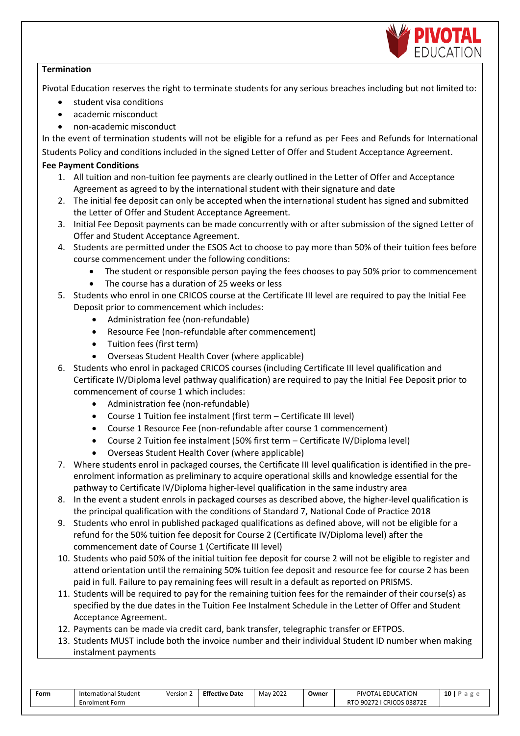**Termination**

Pivotal Education reserves the right to terminate students for any serious breaches including but not limited to:

- student visa conditions
- academic misconduct
- non-academic misconduct

In the event of termination students will not be eligible for a refund as per Fees and Refunds for International Students Policy and conditions included in the signed Letter of Offer and Student Acceptance Agreement.

**Fee Payment Conditions**

1. All tuition and non-tuition fee payments are clearly outlined in the Letter of Offer and Acceptance Agreement as agreed to by the international student with their signature and date
2. The initial fee deposit can only be accepted when the international student has signed and submitted the Letter of Offer and Student Acceptance Agreement.
3. Initial Fee Deposit payments can be made concurrently with or after submission of the signed Letter of Offer and Student Acceptance Agreement.
4. Students are permitted under the ESOS Act to choose to pay more than 50% of their tuition fees before course commencement under the following conditions:
   - The student or responsible person paying the fees chooses to pay 50% prior to commencement
   - The course has a duration of 25 weeks or less
5. Students who enrol in one CRICOS course at the Certificate III level are required to pay the Initial Fee Deposit prior to commencement which includes:
   - Administration fee (non-refundable)
   - Resource Fee (non-refundable after commencement)
   - Tuition fees (first term)
   - Overseas Student Health Cover (where applicable)
6. Students who enrol in packaged CRICOS courses (including Certificate III level qualification and Certificate IV/Diploma level pathway qualification) are required to pay the Initial Fee Deposit prior to commencement of course 1 which includes:
   - Administration fee (non-refundable)
   - Course 1 Tuition fee instalment (first term – Certificate III level)
   - Course 1 Resource Fee (non-refundable after course 1 commencement)
   - Course 2 Tuition fee instalment (50% first term – Certificate IV/Diploma level)
   - Overseas Student Health Cover (where applicable)
7. Where students enrol in packaged courses, the Certificate III level qualification is identified in the pre-enrolment information as preliminary to acquire operational skills and knowledge essential for the pathway to Certificate IV/Diploma higher-level qualification in the same industry area
8. In the event a student enrols in packaged courses as described above, the higher-level qualification is the principal qualification with the conditions of Standard 7, National Code of Practice 2018
9. Students who enrol in published packaged qualifications as defined above, will not be eligible for a refund for the 50% tuition fee deposit for Course 2 (Certificate IV/Diploma level) after the commencement date of Course 1 (Certificate III level)
10. Students who paid 50% of the initial tuition fee deposit for course 2 will not be eligible to register and attend orientation until the remaining 50% tuition fee deposit and resource fee for course 2 has been paid in full. Failure to pay remaining fees will result in a default as reported on PRISMS.
11. Students will be required to pay for the remaining tuition fees for the remainder of their course(s) as specified by the due dates in the Tuition Fee Instalment Schedule in the Letter of Offer and Student Acceptance Agreement.
12. Payments can be made via credit card, bank transfer, telegraphic transfer or EFTPOS.
13. Students MUST include both the invoice number and their individual Student ID number when making instalment payments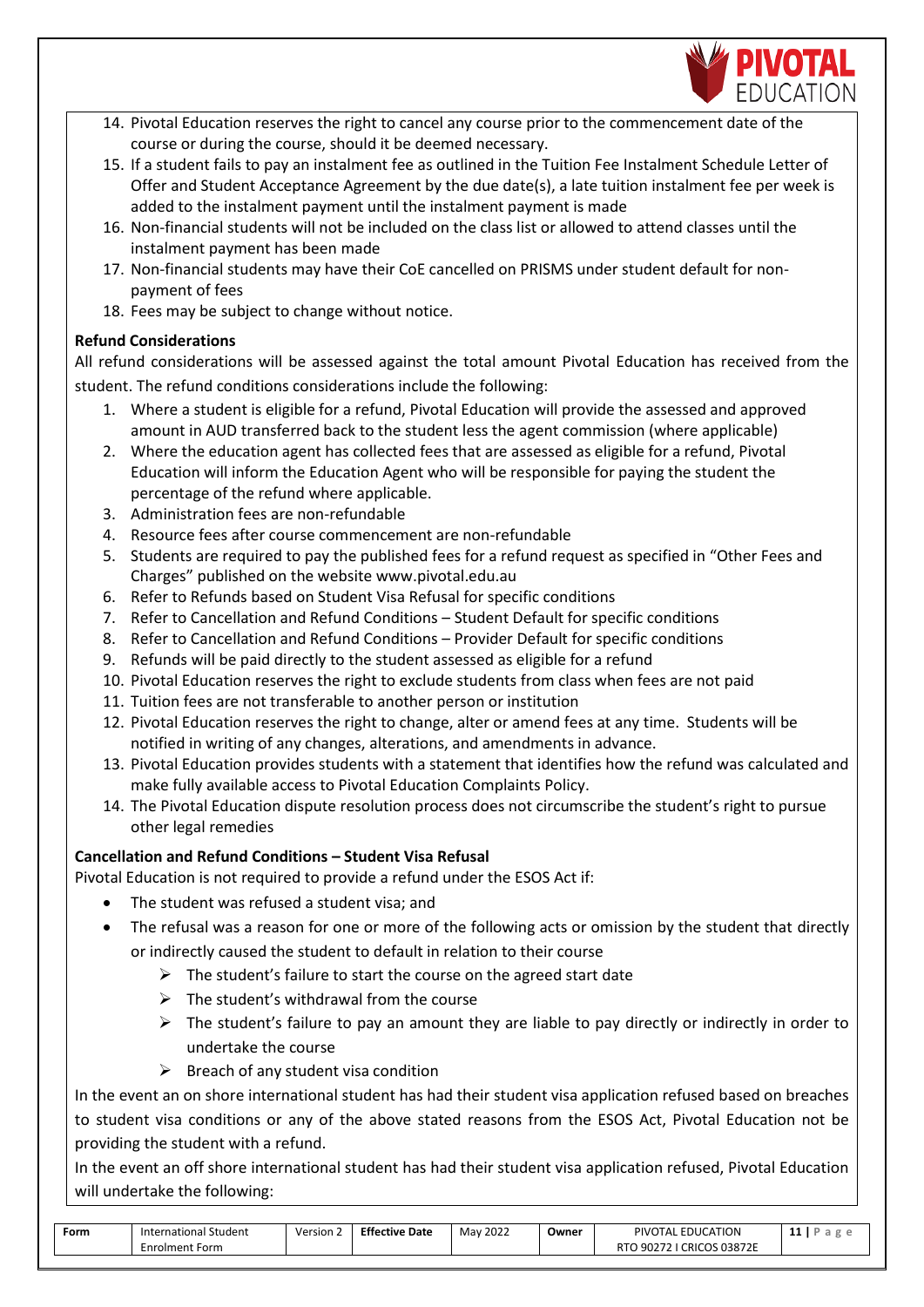14. Pivotal Education reserves the right to cancel any course prior to the commencement date of the course or during the course, should it be deemed necessary.
15. If a student fails to pay an instalment fee as outlined in the Tuition Fee Instalment Schedule Letter of Offer and Student Acceptance Agreement by the due date(s), a late tuition instalment fee per week is added to the instalment payment until the instalment payment is made
16. Non-financial students will not be included on the class list or allowed to attend classes until the instalment payment has been made
17. Non-financial students may have their CoE cancelled on PRISMS under student default for non-payment of fees
18. Fees may be subject to change without notice.

**Refund Considerations**

All refund considerations will be assessed against the total amount Pivotal Education has received from the student. The refund conditions considerations include the following:

1. Where a student is eligible for a refund, Pivotal Education will provide the assessed and approved amount in AUD transferred back to the student less the agent commission (where applicable)
2. Where the education agent has collected fees that are assessed as eligible for a refund, Pivotal Education will inform the Education Agent who will be responsible for paying the student the percentage of the refund where applicable.
3. Administration fees are non-refundable
4. Resource fees after course commencement are non-refundable
5. Students are required to pay the published fees for a refund request as specified in "Other Fees and Charges" published on the website www.pivotal.edu.au
6. Refer to Refunds based on Student Visa Refusal for specific conditions
7. Refer to Cancellation and Refund Conditions – Student Default for specific conditions
8. Refer to Cancellation and Refund Conditions – Provider Default for specific conditions
9. Refunds will be paid directly to the student assessed as eligible for a refund
10. Pivotal Education reserves the right to exclude students from class when fees are not paid
11. Tuition fees are not transferable to another person or institution
12. Pivotal Education reserves the right to change, alter or amend fees at any time. Students will be notified in writing of any changes, alterations, and amendments in advance.
13. Pivotal Education provides students with a statement that identifies how the refund was calculated and make fully available access to Pivotal Education Complaints Policy.
14. The Pivotal Education dispute resolution process does not circumscribe the student's right to pursue other legal remedies

**Cancellation and Refund Conditions – Student Visa Refusal**

Pivotal Education is not required to provide a refund under the ESOS Act if:

- The student was refused a student visa; and
- The refusal was a reason for one or more of the following acts or omission by the student that directly or indirectly caused the student to default in relation to their course
  - The student's failure to start the course on the agreed start date
  - The student's withdrawal from the course
  - The student's failure to pay an amount they are liable to pay directly or indirectly in order to undertake the course
  - Breach of any student visa condition

In the event an on shore international student has had their student visa application refused based on breaches to student visa conditions or any of the above stated reasons from the ESOS Act, Pivotal Education not be providing the student with a refund.

In the event an off shore international student has had their student visa application refused, Pivotal Education will undertake the following: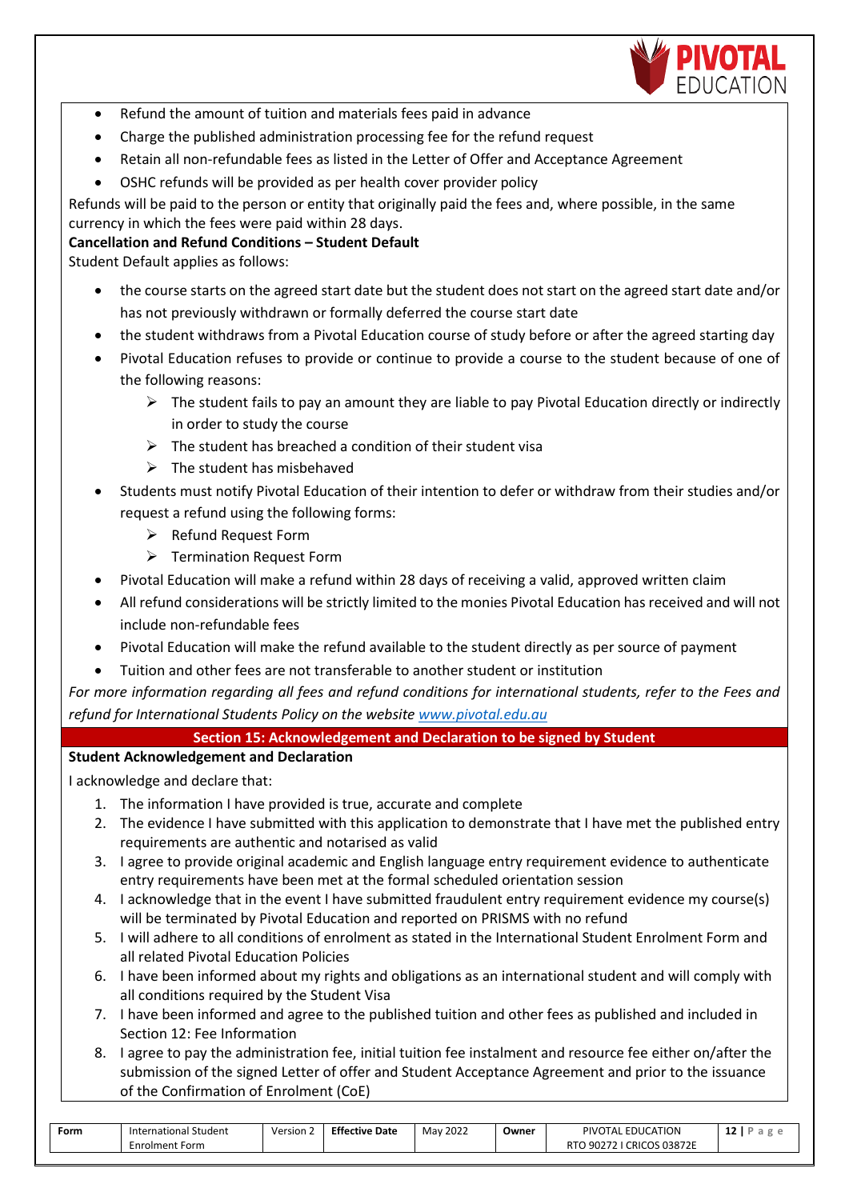- Refund the amount of tuition and materials fees paid in advance
- Charge the published administration processing fee for the refund request
- Retain all non-refundable fees as listed in the Letter of Offer and Acceptance Agreement
- OSHC refunds will be provided as per health cover provider policy

Refunds will be paid to the person or entity that originally paid the fees and, where possible, in the same currency in which the fees were paid within 28 days.

**Cancellation and Refund Conditions – Student Default**

Student Default applies as follows:

- the course starts on the agreed start date but the student does not start on the agreed start date and/or has not previously withdrawn or formally deferred the course start date
- the student withdraws from a Pivotal Education course of study before or after the agreed starting day
- Pivotal Education refuses to provide or continue to provide a course to the student because of one of the following reasons:
  - The student fails to pay an amount they are liable to pay Pivotal Education directly or indirectly in order to study the course
  - The student has breached a condition of their student visa
  - The student has misbehaved
- Students must notify Pivotal Education of their intention to defer or withdraw from their studies and/or request a refund using the following forms:
  - Refund Request Form
  - Termination Request Form
- Pivotal Education will make a refund within 28 days of receiving a valid, approved written claim
- All refund considerations will be strictly limited to the monies Pivotal Education has received and will not include non-refundable fees
- Pivotal Education will make the refund available to the student directly as per source of payment
- Tuition and other fees are not transferable to another student or institution

*For more information regarding all fees and refund conditions for international students, refer to the Fees and refund for International Students Policy on the website [www.pivotal.edu.au](www.pivotal.edu.au)*

## Section 15: Acknowledgement and Declaration to be signed by Student

**Student Acknowledgement and Declaration**

I acknowledge and declare that:

1. The information I have provided is true, accurate and complete
2. The evidence I have submitted with this application to demonstrate that I have met the published entry requirements are authentic and notarised as valid
3. I agree to provide original academic and English language entry requirement evidence to authenticate entry requirements have been met at the formal scheduled orientation session
4. I acknowledge that in the event I have submitted fraudulent entry requirement evidence my course(s) will be terminated by Pivotal Education and reported on PRISMS with no refund
5. I will adhere to all conditions of enrolment as stated in the International Student Enrolment Form and all related Pivotal Education Policies
6. I have been informed about my rights and obligations as an international student and will comply with all conditions required by the Student Visa
7. I have been informed and agree to the published tuition and other fees as published and included in Section 12: Fee Information
8. I agree to pay the administration fee, initial tuition fee instalment and resource fee either on/after the submission of the signed Letter of offer and Student Acceptance Agreement and prior to the issuance of the Confirmation of Enrolment (CoE)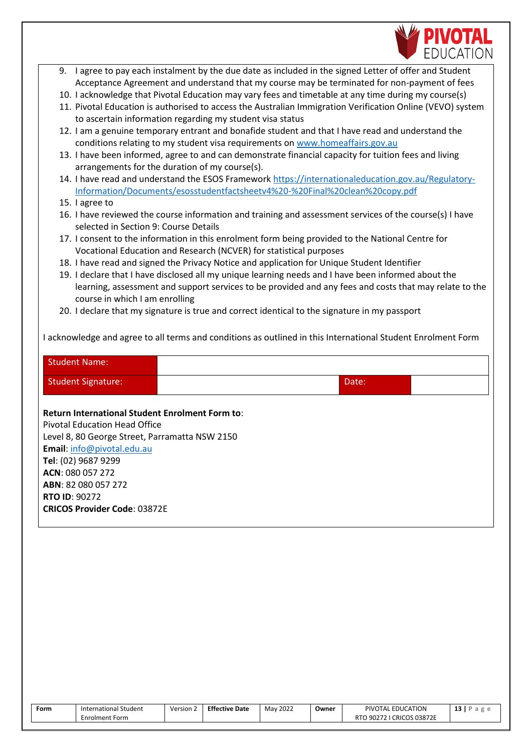9. I agree to pay each instalment by the due date as included in the signed Letter of offer and Student Acceptance Agreement and understand that my course may be terminated for non-payment of fees
10. I acknowledge that Pivotal Education may vary fees and timetable at any time during my course(s)
11. Pivotal Education is authorised to access the Australian Immigration Verification Online (VEVO) system to ascertain information regarding my student visa status
12. I am a genuine temporary entrant and bonafide student and that I have read and understand the conditions relating to my student visa requirements on [www.homeaffairs.gov.au](www.homeaffairs.gov.au)
13. I have been informed, agree to and can demonstrate financial capacity for tuition fees and living arrangements for the duration of my course(s).
14. I have read and understand the ESOS Framework [https://internationaleducation.gov.au/Regulatory-Information/Documents/esosstudentfactsheetv4%20-%20Final%20clean%20copy.pdf](https://internationaleducation.gov.au/Regulatory-Information/Documents/esosstudentfactsheetv4%20-%20Final%20clean%20copy.pdf)
15. I agree to
16. I have reviewed the course information and training and assessment services of the course(s) I have selected in Section 9: Course Details
17. I consent to the information in this enrolment form being provided to the National Centre for Vocational Education and Research (NCVER) for statistical purposes
18. I have read and signed the Privacy Notice and application for Unique Student Identifier
19. I declare that I have disclosed all my unique learning needs and I have been informed about the learning, assessment and support services to be provided and any fees and costs that may relate to the course in which I am enrolling
20. I declare that my signature is true and correct identical to the signature in my passport

I acknowledge and agree to all terms and conditions as outlined in this International Student Enrolment Form

| | | | |
|---|---|---|---|
| Student Name: | | | |
| Student Signature: | | Date: | |

**Return International Student Enrolment Form to**:
Pivotal Education Head Office
Level 8, 80 George Street, Parramatta NSW 2150
**Email**: [info@pivotal.edu.au](mailto:info@pivotal.edu.au)
**Tel**: (02) 9687 9299
**ACN**: 080 057 272
**ABN**: 82 080 057 272
**RTO ID**: 90272
**CRICOS Provider Code**: 03872E